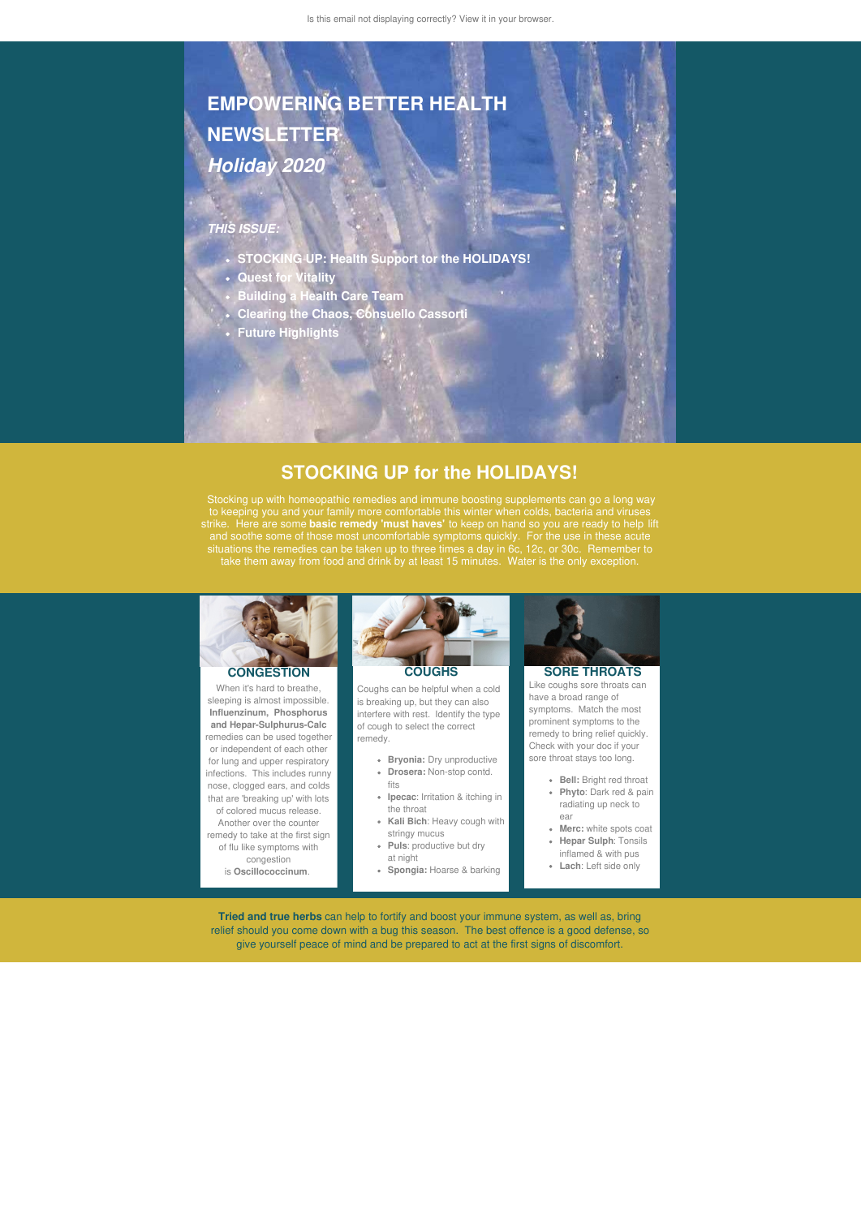Is this email not displaying correctly? View it in your browser.

# EMPOWERING BETTER HEALTH NEWSLETTER

***Holiday 2020***

***THIS ISSUE:***

- **STOCKING UP: Health Support for the HOLIDAYS!**
- **Quest for Vitality**
- **Building a Health Care Team**
- **Clearing the Chaos, Consuello Cassorti**
- **Future Highlights**

## STOCKING UP for the HOLIDAYS!

Stocking up with homeopathic remedies and immune boosting supplements can go a long way to keeping you and your family more comfortable this winter when colds, bacteria and viruses strike. Here are some **basic remedy 'must haves'** to keep on hand so you are ready to help lift and soothe some of those most uncomfortable symptoms quickly. For the use in these acute situations the remedies can be taken up to three times a day in 6c, 12c, or 30c. Remember to take them away from food and drink by at least 15 minutes. Water is the only exception.

### CONGESTION

When it's hard to breathe, sleeping is almost impossible. **Influenzinum, Phosphorus and Hepar-Sulphurus-Calc** remedies can be used together or independent of each other for lung and upper respiratory infections. This includes runny nose, clogged ears, and colds that are 'breaking up' with lots of colored mucus release. Another over the counter remedy to take at the first sign of flu like symptoms with congestion is **Oscillococcinum**.

### COUGHS

Coughs can be helpful when a cold is breaking up, but they can also interfere with rest. Identify the type of cough to select the correct remedy.

- **Bryonia:** Dry unproductive
- **Drosera:** Non-stop contd. fits
- **Ipecac**: Irritation & itching in the throat
- **Kali Bich**: Heavy cough with stringy mucus
- **Puls**: productive but dry at night
- **Spongia:** Hoarse & barking

### SORE THROATS

Like coughs sore throats can have a broad range of symptoms. Match the most prominent symptoms to the remedy to bring relief quickly. Check with your doc if your sore throat stays too long.

- **Bell:** Bright red throat
- **Phyto**: Dark red & pain radiating up neck to ear
- **Merc:** white spots coat
- **Hepar Sulph**: Tonsils inflamed & with pus
- **Lach**: Left side only

**Tried and true herbs** can help to fortify and boost your immune system, as well as, bring relief should you come down with a bug this season. The best offence is a good defense, so give yourself peace of mind and be prepared to act at the first signs of discomfort.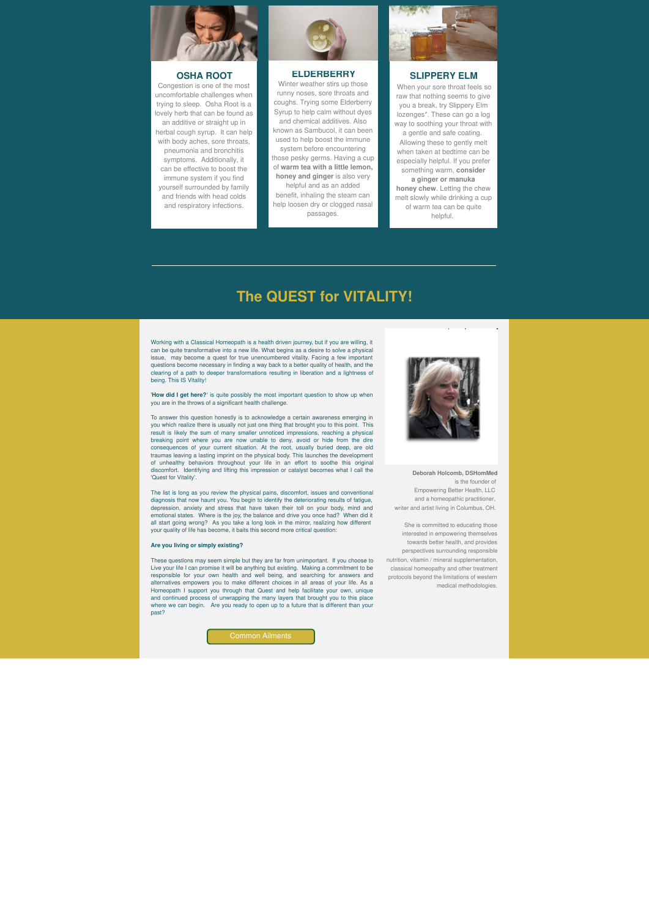## OSHA ROOT

Congestion is one of the most uncomfortable challenges when trying to sleep. Osha Root is a lovely herb that can be found as an additive or straight up in herbal cough syrup. It can help with body aches, sore throats, pneumonia and bronchitis symptoms. Additionally, it can be effective to boost the immune system if you find yourself surrounded by family and friends with head colds and respiratory infections.

## ELDERBERRY

Winter weather stirs up those runny noses, sore throats and coughs. Trying some Elderberry Syrup to help calm without dyes and chemical additives. Also known as Sambucol, it can been used to help boost the immune system before encountering those pesky germs. Having a cup of **warm tea with a little lemon, honey and ginger** is also very helpful and as an added benefit, inhaling the steam can help loosen dry or clogged nasal passages.

## SLIPPERY ELM

When your sore throat feels so raw that nothing seems to give you a break, try Slippery Elm lozenges*. These can go a log way to soothing your throat with a gentle and safe coating. Allowing these to gently melt when taken at bedtime can be especially helpful. If you prefer something warm, **consider a ginger or manuka honey chew**. Letting the chew melt slowly while drinking a cup of warm tea can be quite helpful.

---

# The QUEST for VITALITY!

Working with a Classical Homeopath is a health driven journey, but if you are willing, it can be quite transformative into a new life. What begins as a desire to solve a physical issue, may become a quest for true unencumbered vitality. Facing a few important questions become necessary in finding a way back to a better quality of health, and the clearing of a path to deeper transformations resulting in liberation and a lightness of being. This IS Vitality!

'**How did I get here?**' is quite possibly the most important question to show up when you are in the throws of a significant health challenge.

To answer this question honestly is to acknowledge a certain awareness emerging in you which realize there is usually not just one thing that brought you to this point. This result is likely the sum of many smaller unnoticed impressions, reaching a physical breaking point where you are now unable to deny, avoid or hide from the dire consequences of your current situation. At the root, usually buried deep, are old traumas leaving a lasting imprint on the physical body. This launches the development of unhealthy behaviors throughout your life in an effort to soothe this original discomfort. Identifying and lifting this impression or catalyst becomes what I call the 'Quest for Vitality'.

The list is long as you review the physical pains, discomfort, issues and conventional diagnosis that now haunt you. You begin to identify the deteriorating results of fatigue, depression, anxiety and stress that have taken their toll on your body, mind and emotional states. Where is the joy, the balance and drive you once had? When did it all start going wrong? As you take a long look in the mirror, realizing how different your quality of life has become, it baits this second more critical question:

**Are you living or simply existing?**

These questions may seem simple but they are far from unimportant. If you choose to Live your life I can promise it will be anything but existing. Making a commitment to be responsible for your own health and well being, and searching for answers and alternatives empowers you to make different choices in all areas of your life. As a Homeopath I support you through that Quest and help facilitate your own, unique and continued process of unwrapping the many layers that brought you to this place where we can begin. Are you ready to open up to a future that is different than your past?

Common Ailments

**Deborah Holcomb, DSHomMed** is the founder of Empowering Better Health, LLC and a homeopathic practitioner, writer and artist living in Columbus, OH.

She is committed to educating those interested in empowering themselves towards better health, and provides perspectives surrounding responsible nutrition, vitamin / mineral supplementation, classical homeopathy and other treatment protocols beyond the limitations of western medical methodologies.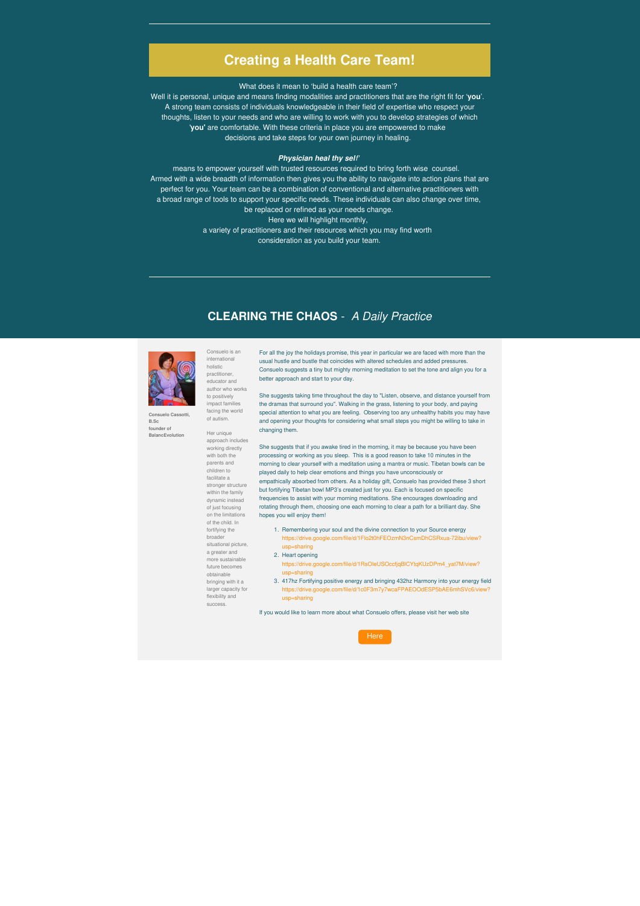## Creating a Health Care Team!

What does it mean to 'build a health care team'?
Well it is personal, unique and means finding modalities and practitioners that are the right fit for '**you**'. A strong team consists of individuals knowledgeable in their field of expertise who respect your thoughts, listen to your needs and who are willing to work with you to develop strategies of which '**you'** are comfortable. With these criteria in place you are empowered to make decisions and take steps for your own journey in healing.

***Physician heal thy self!'***
means to empower yourself with trusted resources required to bring forth wise counsel. Armed with a wide breadth of information then gives you the ability to navigate into action plans that are perfect for you. Your team can be a combination of conventional and alternative practitioners with a broad range of tools to support your specific needs. These individuals can also change over time, be replaced or refined as your needs change.
Here we will highlight monthly,
a variety of practitioners and their resources which you may find worth consideration as you build your team.

## CLEARING THE CHAOS - *A Daily Practice*

**Consuelo Cassotti, B.Sc**
**founder of BalancEvolution**

Consuelo is an international holistic practitioner, educator and author who works to positively impact families facing the world of autism.

Her unique approach includes working directly with both the parents and children to facilitate a stronger structure within the family dynamic instead of just focusing on the limitations of the child. In fortifying the broader situational picture, a greater and more sustainable future becomes obtainable bringing with it a larger capacity for flexibility and success.

For all the joy the holidays promise, this year in particular we are faced with more than the usual hustle and bustle that coincides with altered schedules and added pressures. Consuelo suggests a tiny but mighty morning meditation to set the tone and align you for a better approach and start to your day.

She suggests taking time throughout the day to "Listen, observe, and distance yourself from the dramas that surround you". Walking in the grass, listening to your body, and paying special attention to what you are feeling. Observing too any unhealthy habits you may have and opening your thoughts for considering what small steps you might be willing to take in changing them.

She suggests that if you awake tired in the morning, it may be because you have been processing or working as you sleep. This is a good reason to take 10 minutes in the morning to clear yourself with a meditation using a mantra or music. Tibetan bowls can be played daily to help clear emotions and things you have unconsciously or empathically absorbed from others. As a holiday gift, Consuelo has provided these 3 short but fortifying Tibetan bowl MP3's created just for you. Each is focused on specific frequencies to assist with your morning meditations. She encourages downloading and rotating through them, choosing one each morning to clear a path for a brilliant day. She hopes you will enjoy them!

1. Remembering your soul and the divine connection to your Source energy
   https://drive.google.com/file/d/1Flo2t0hFEOzmN3nCsmDhCSRxua-72ibu/view?usp=sharing
2. Heart opening
   https://drive.google.com/file/d/1RsOleUSOccfjqBlCYtqKUzDPm4_yat7M/view?usp=sharing
3. 417hz Fortifying positive energy and bringing 432hz Harmony into your energy field
   https://drive.google.com/file/d/1c0F3m7y7wcaFPAEOOdESP5bAE6mhSVc6/view?usp=sharing

If you would like to learn more about what Consuelo offers, please visit her web site

Here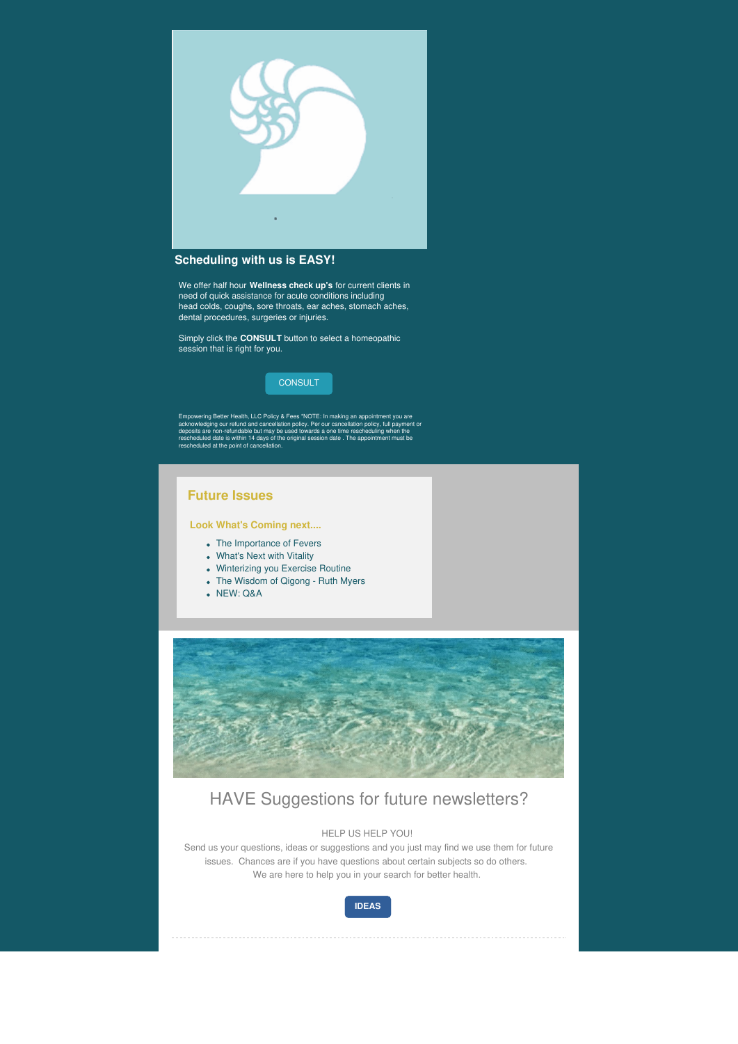## Scheduling with us is EASY!

We offer half hour **Wellness check up's** for current clients in need of quick assistance for acute conditions including head colds, coughs, sore throats, ear aches, stomach aches, dental procedures, surgeries or injuries.

Simply click the **CONSULT** button to select a homeopathic session that is right for you.

CONSULT

Empowering Better Health, LLC Policy & Fees *NOTE: In making an appointment you are acknowledging our refund and cancellation policy. Per our cancellation policy, full payment or deposits are non-refundable but may be used towards a one time rescheduling when the rescheduled date is within 14 days of the original session date . The appointment must be rescheduled at the point of cancellation.

## Future Issues

### Look What's Coming next....

- The Importance of Fevers
- What's Next with Vitality
- Winterizing you Exercise Routine
- The Wisdom of Qigong - Ruth Myers
- NEW: Q&A

## HAVE Suggestions for future newsletters?

HELP US HELP YOU!

Send us your questions, ideas or suggestions and you just may find we use them for future issues. Chances are if you have questions about certain subjects so do others. We are here to help you in your search for better health.

**IDEAS**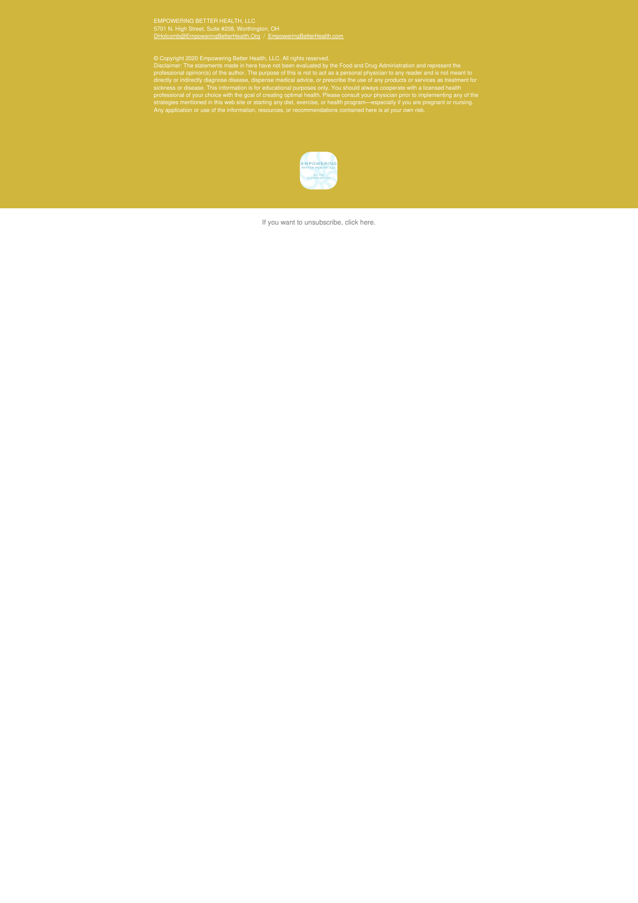EMPOWERING BETTER HEALTH, LLC
5701 N. High Street, Suite #208, Worthington, OH
DHolcomb@EmpoweringBetterHealth.Org / EmpoweringBetterHealth.com

© Copyright 2020 Empowering Better Health, LLC. All rights reserved.
Disclaimer: The statements made in here have not been evaluated by the Food and Drug Administration and represent the professional opinion(s) of the author. The purpose of this is not to act as a personal physician to any reader and is not meant to directly or indirectly diagnose disease, dispense medical advice, or prescribe the use of any products or services as treatment for sickness or disease. This information is for educational purposes only. You should always cooperate with a licensed health professional of your choice with the goal of creating optimal health. Please consult your physician prior to implementing any of the strategies mentioned in this web site or starting any diet, exercise, or health program—especially if you are pregnant or nursing. Any application or use of the information, resources, or recommendations contained here is at your own risk.

If you want to unsubscribe, click here.